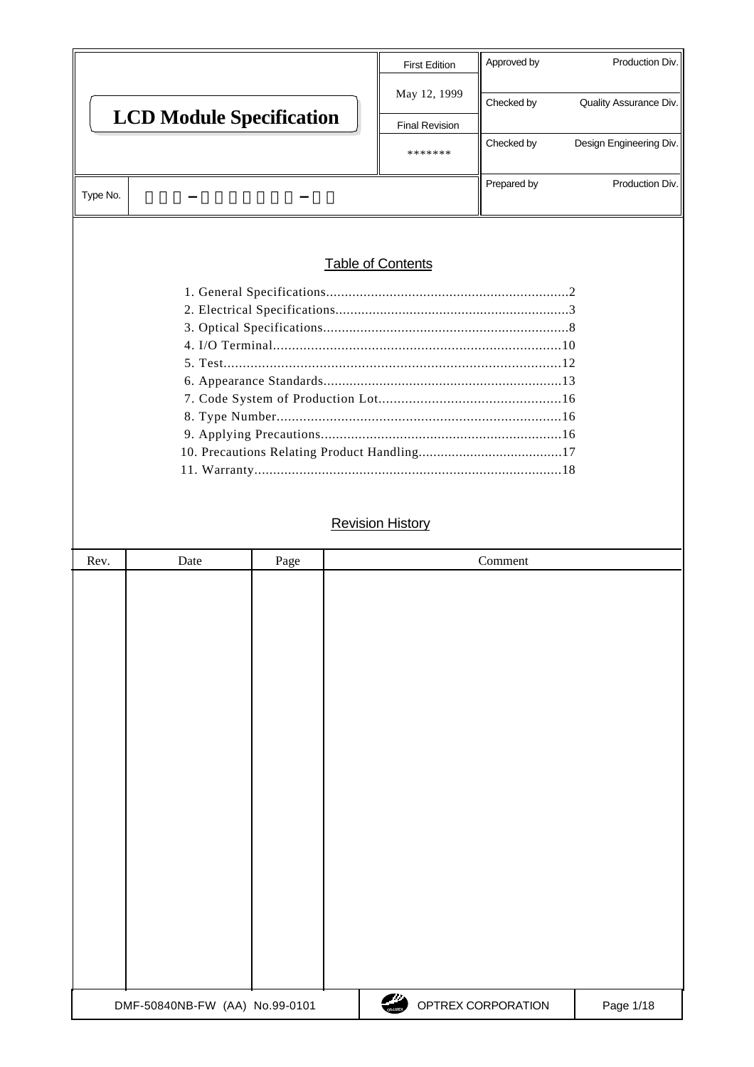# LCD Module Specification

| | First Edition | Approved by | Production Div. |
|---|---|---|---|
| | May 12, 1999 | Checked by | Quality Assurance Div. |
| | Final Revision | | |
| | ******* | Checked by | Design Engineering Div. |
| Type No. | | Prepared by | Production Div. |

## Table of Contents

1. General Specifications.................................................................2
2. Electrical Specifications..............................................................3
3. Optical Specifications.................................................................8
4. I/O Terminal............................................................................10
5. Test.........................................................................................12
6. Appearance Standards...............................................................13
7. Code System of Production Lot................................................16
8. Type Number...........................................................................16
9. Applying Precautions................................................................16
10. Precautions Relating Product Handling.......................................17
11. Warranty.................................................................................18

## Revision History

| Rev. | Date | Page | Comment |
|---|---|---|---|
| | | | |

DMF-50840NB-FW (AA) No.99-0101

OPTREX CORPORATION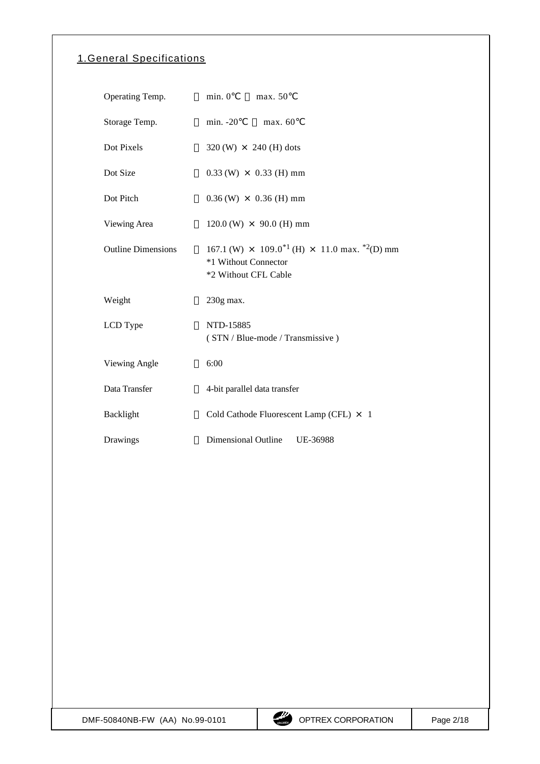## 1.General Specifications

| | | |
|---|---|---|
| Operating Temp. | : | min. 0℃ ～ max. 50℃ |
| Storage Temp. | : | min. -20℃ ～ max. 60℃ |
| Dot Pixels | : | 320 (W) × 240 (H) dots |
| Dot Size | : | 0.33 (W) × 0.33 (H) mm |
| Dot Pitch | : | 0.36 (W) × 0.36 (H) mm |
| Viewing Area | : | 120.0 (W) × 90.0 (H) mm |
| Outline Dimensions | : | 167.1 (W) × 109.0[*1] (H) × 11.0 max. [*2](D) mm<br>*1 Without Connector<br>*2 Without CFL Cable |
| Weight | : | 230g max. |
| LCD Type | : | NTD-15885<br>( STN / Blue-mode / Transmissive ) |
| Viewing Angle | : | 6:00 |
| Data Transfer | : | 4-bit parallel data transfer |
| Backlight | : | Cold Cathode Fluorescent Lamp (CFL) × 1 |
| Drawings | : | Dimensional Outline UE-36988 |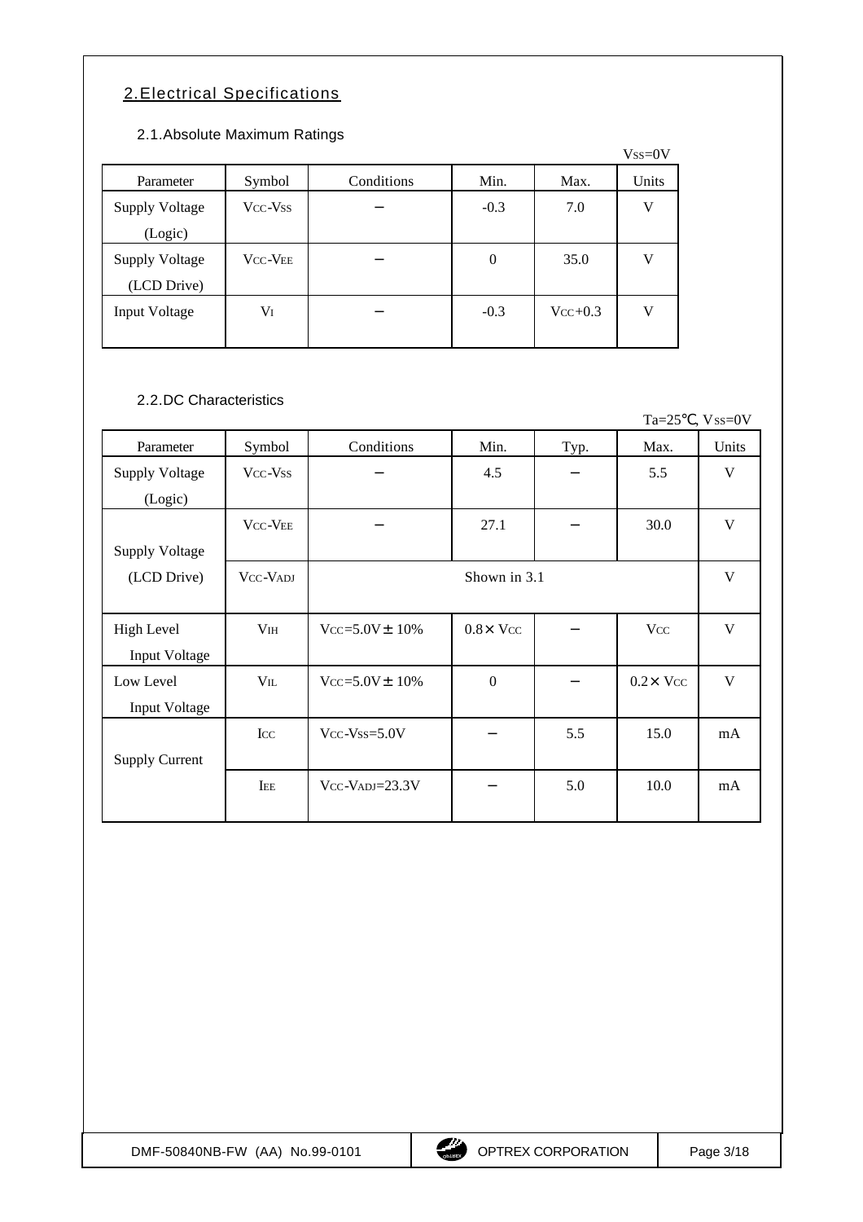## 2.Electrical Specifications

### 2.1.Absolute Maximum Ratings

$V_{SS}$=0V

| Parameter | Symbol | Conditions | Min. | Max. | Units |
|---|---|---|---|---|---|
| Supply Voltage (Logic) | $V_{CC}$-$V_{SS}$ | − | -0.3 | 7.0 | V |
| Supply Voltage (LCD Drive) | $V_{CC}$-$V_{EE}$ | − | 0 | 35.0 | V |
| Input Voltage | $V_I$ | − | -0.3 | $V_{CC}$+0.3 | V |

### 2.2.DC Characteristics

Ta=25℃, $V_{SS}$=0V

| Parameter | Symbol | Conditions | Min. | Typ. | Max. | Units |
|---|---|---|---|---|---|---|
| Supply Voltage (Logic) | $V_{CC}$-$V_{SS}$ | − | 4.5 | − | 5.5 | V |
| Supply Voltage (LCD Drive) | $V_{CC}$-$V_{EE}$ | − | 27.1 | − | 30.0 | V |
| | $V_{CC}$-$V_{ADJ}$ | Shown in 3.1 | | | | V |
| High Level Input Voltage | $V_{IH}$ | $V_{CC}$=5.0V±10% | 0.8×$V_{CC}$ | − | $V_{CC}$ | V |
| Low Level Input Voltage | $V_{IL}$ | $V_{CC}$=5.0V±10% | 0 | − | 0.2×$V_{CC}$ | V |
| Supply Current | $I_{CC}$ | $V_{CC}$-$V_{SS}$=5.0V | − | 5.5 | 15.0 | mA |
| | $I_{EE}$ | $V_{CC}$-$V_{ADJ}$=23.3V | − | 5.0 | 10.0 | mA |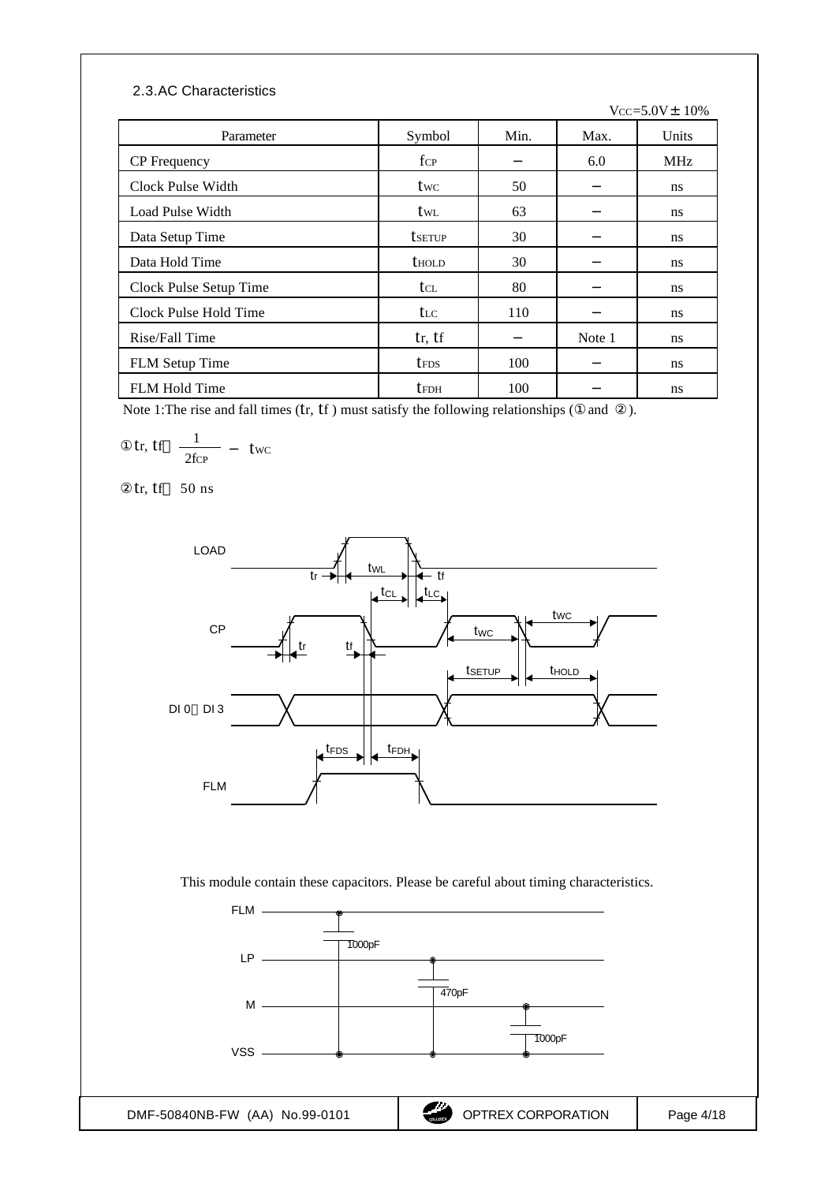## 2.3.AC Characteristics

$V_{CC}$=5.0V ± 10%

| Parameter | Symbol | Min. | Max. | Units |
|---|---|---|---|---|
| CP Frequency | $f_{CP}$ | – | 6.0 | MHz |
| Clock Pulse Width | $t_{WC}$ | 50 | – | ns |
| Load Pulse Width | $t_{WL}$ | 63 | – | ns |
| Data Setup Time | $t_{SETUP}$ | 30 | – | ns |
| Data Hold Time | $t_{HOLD}$ | 30 | – | ns |
| Clock Pulse Setup Time | $t_{CL}$ | 80 | – | ns |
| Clock Pulse Hold Time | $t_{LC}$ | 110 | – | ns |
| Rise/Fall Time | $t_r$, $t_f$ | – | Note 1 | ns |
| FLM Setup Time | $t_{FDS}$ | 100 | – | ns |
| FLM Hold Time | $t_{FDH}$ | 100 | – | ns |

Note 1:The rise and fall times ($t_r$, $t_f$ ) must satisfy the following relationships (① and ②).

① $t_r, t_f \leq \frac{1}{2f_{CP}} - t_{WC}$

② $t_r, t_f \leq 50$ ns

This module contain these capacitors. Please be careful about timing characteristics.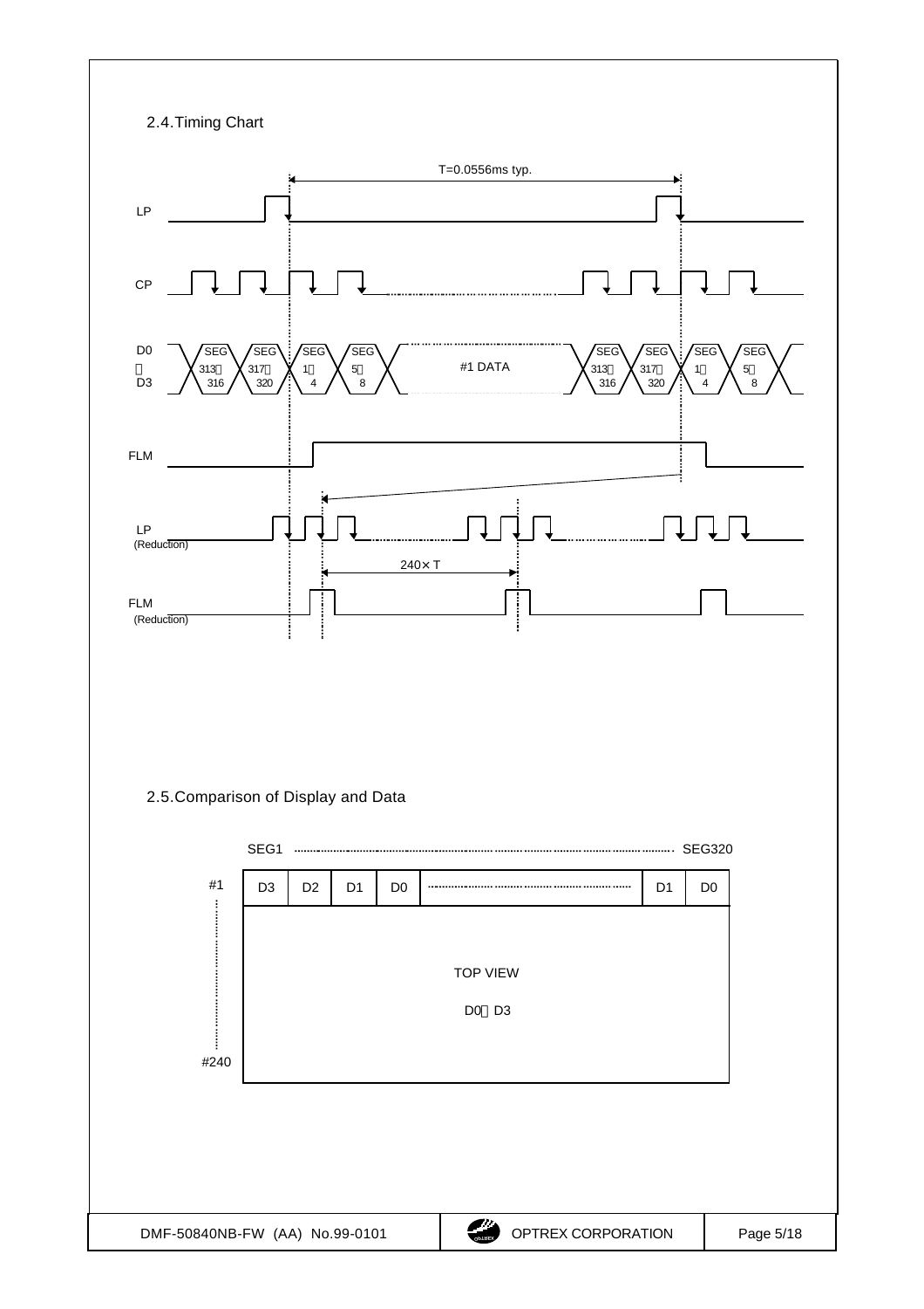## 2.4.Timing Chart

T=0.0556ms typ.

LP

CP

D0 ～ D3: SEG 313～316, SEG 317～320, SEG 1～4, SEG 5～8, #1 DATA, SEG 313～316, SEG 317～320, SEG 1～4, SEG 5～8

FLM

LP (Reduction)

240× T

FLM (Reduction)

## 2.5.Comparison of Display and Data

SEG1 ........................ SEG320

| #1 | D3 | D2 | D1 | D0 | ........ | D1 | D0 |
|---|---|---|---|---|---|---|---|

#240

TOP VIEW

D0～D3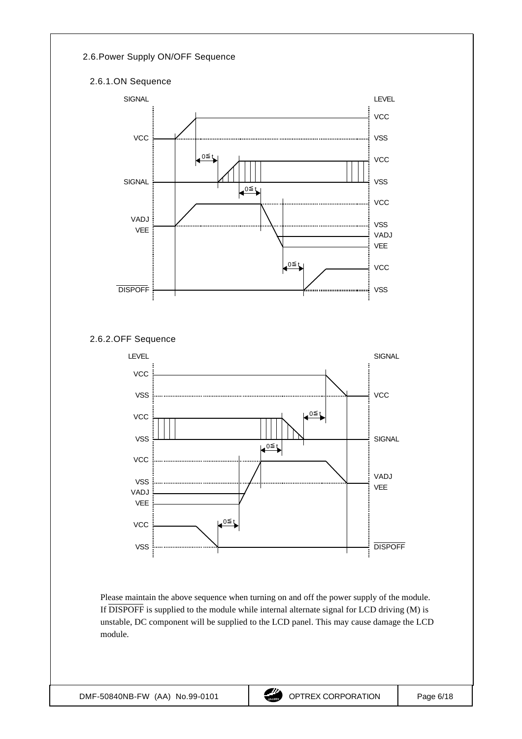## 2.6.Power Supply ON/OFF Sequence

### 2.6.1.ON Sequence

SIGNAL / LEVEL

VCC: VCC, VSS

SIGNAL: VCC, VSS

VADJ, VEE: VCC, VSS, VADJ, VEE

$\overline{\text{DISPOFF}}$: VCC, VSS

$0 \leqq t$

### 2.6.2.OFF Sequence

LEVEL / SIGNAL

VCC, VSS: VCC

VCC, VSS: SIGNAL

VCC, VSS, VADJ, VEE: VADJ, VEE

VCC, VSS: $\overline{\text{DISPOFF}}$

$0 \leqq t$

Please maintain the above sequence when turning on and off the power supply of the module. If $\overline{\text{DISPOFF}}$ is supplied to the module while internal alternate signal for LCD driving (M) is unstable, DC component will be supplied to the LCD panel. This may cause damage the LCD module.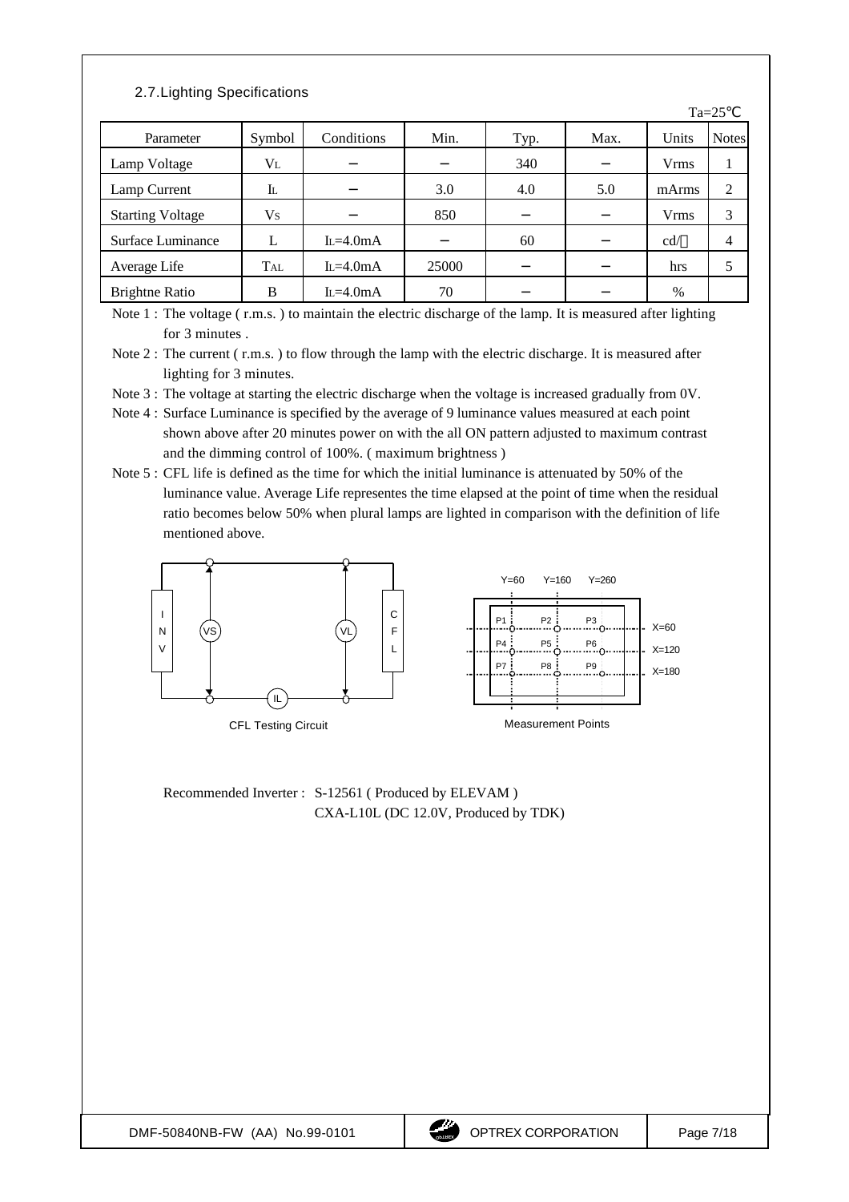## 2.7.Lighting Specifications

Ta=25℃

| Parameter | Symbol | Conditions | Min. | Typ. | Max. | Units | Notes |
|---|---|---|---|---|---|---|---|
| Lamp Voltage | $V_L$ | − | − | 340 | − | Vrms | 1 |
| Lamp Current | $I_L$ | − | 3.0 | 4.0 | 5.0 | mArms | 2 |
| Starting Voltage | $V_S$ | − | 850 | − | − | Vrms | 3 |
| Surface Luminance | L | $I_L$=4.0mA | − | 60 | − | cd/㎡ | 4 |
| Average Life | $T_{AL}$ | $I_L$=4.0mA | 25000 | − | − | hrs | 5 |
| Brightne Ratio | B | $I_L$=4.0mA | 70 | − | − | % | |

Note 1 : The voltage ( r.m.s. ) to maintain the electric discharge of the lamp. It is measured after lighting for 3 minutes .

Note 2 : The current ( r.m.s. ) to flow through the lamp with the electric discharge. It is measured after lighting for 3 minutes.

Note 3 : The voltage at starting the electric discharge when the voltage is increased gradually from 0V.

Note 4 : Surface Luminance is specified by the average of 9 luminance values measured at each point shown above after 20 minutes power on with the all ON pattern adjusted to maximum contrast and the dimming control of 100%. ( maximum brightness )

Note 5 : CFL life is defined as the time for which the initial luminance is attenuated by 50% of the luminance value. Average Life representes the time elapsed at the point of time when the residual ratio becomes below 50% when plural lamps are lighted in comparison with the definition of life mentioned above.

INV VS VL CFL IL

CFL Testing Circuit

Y=60 Y=160 Y=260

P1 P2 P3 X=60
P4 P5 P6 X=120
P7 P8 P9 X=180

Measurement Points

Recommended Inverter : S-12561 ( Produced by ELEVAM )
CXA-L10L (DC 12.0V, Produced by TDK)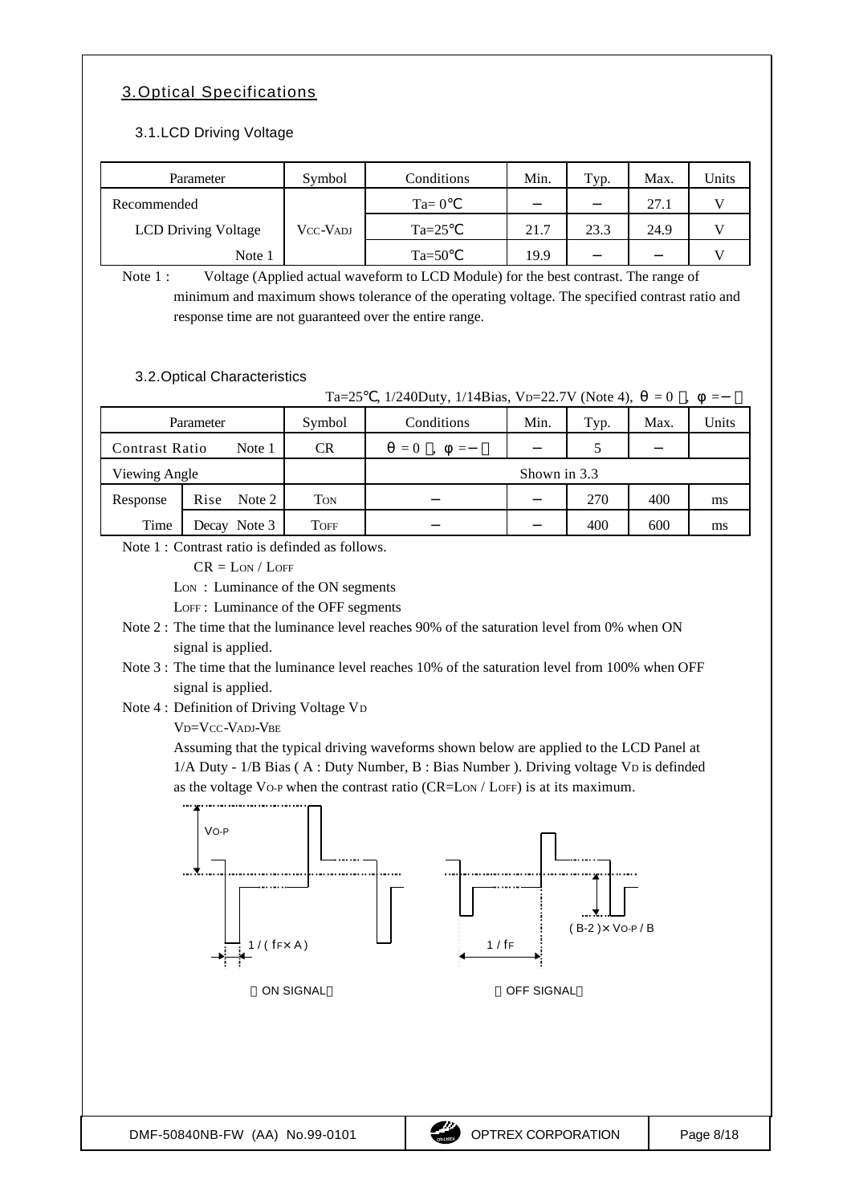## 3. Optical Specifications

### 3.1. LCD Driving Voltage

| Parameter | Symbol | Conditions | Min. | Typ. | Max. | Units |
|---|---|---|---|---|---|---|
| Recommended LCD Driving Voltage Note 1 | $V_{CC}$-$V_{ADJ}$ | Ta= 0℃ | − | − | 27.1 | V |
| | | Ta=25℃ | 21.7 | 23.3 | 24.9 | V |
| | | Ta=50℃ | 19.9 | − | − | V |

Note 1 : Voltage (Applied actual waveform to LCD Module) for the best contrast. The range of minimum and maximum shows tolerance of the operating voltage. The specified contrast ratio and response time are not guaranteed over the entire range.

### 3.2. Optical Characteristics

Ta=25℃, 1/240Duty, 1/14Bias, $V_D$=22.7V (Note 4), θ = 0 °, φ = − °

| Parameter | | Symbol | Conditions | Min. | Typ. | Max. | Units |
|---|---|---|---|---|---|---|---|
| Contrast Ratio | Note 1 | CR | θ = 0 °, φ = − ° | − | 5 | − | |
| Viewing Angle | | | Shown in 3.3 | | | | |
| Response Time | Rise Note 2 | $T_{ON}$ | − | − | 270 | 400 | ms |
| | Decay Note 3 | $T_{OFF}$ | − | − | 400 | 600 | ms |

Note 1 : Contrast ratio is definded as follows.

CR = $L_{ON}$ / $L_{OFF}$

$L_{ON}$ : Luminance of the ON segments

$L_{OFF}$ : Luminance of the OFF segments

Note 2 : The time that the luminance level reaches 90% of the saturation level from 0% when ON signal is applied.

Note 3 : The time that the luminance level reaches 10% of the saturation level from 100% when OFF signal is applied.

Note 4 : Definition of Driving Voltage $V_D$

$V_D$=$V_{CC}$-$V_{ADJ}$-$V_{BE}$

Assuming that the typical driving waveforms shown below are applied to the LCD Panel at 1/A Duty - 1/B Bias ( A : Duty Number, B : Bias Number ). Driving voltage $V_D$ is definded as the voltage $V_{O-P}$ when the contrast ratio (CR=$L_{ON}$ / $L_{OFF}$) is at its maximum.

$V_{O-P}$

1 / ( $f_F$ × A )

1 / $f_F$

( B-2 ) × $V_{O-P}$ / B

（ON SIGNAL）　　　　（OFF SIGNAL）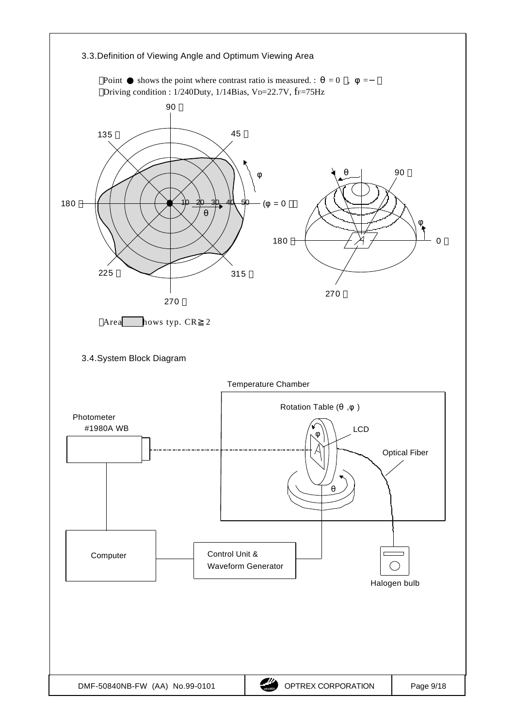3.3.Definition of Viewing Angle and Optimum Viewing Area

・Point ● shows the point where contrast ratio is measured. : $\theta$ = 0 °, $\phi$ = − °
・Driving condition : 1/240Duty, 1/14Bias, $V_D$=22.7V, $f_F$=75Hz

90 °

135 ° 45 °

$\phi$

$\theta$ 90 °

180 ° 10 20 30 40 50 ($\phi$ = 0 °)

$\theta$

$\phi$

180 ° 0 °

225 ° 315 °

270 °

270 °

・Area shows typ. CR≧2

3.4.System Block Diagram

Temperature Chamber

Rotation Table ($\theta$ ,$\phi$ )

Photometer
#1980A WB

$\phi$ LCD

Optical Fiber

$\theta$

Computer

Control Unit &
Waveform Generator

Halogen bulb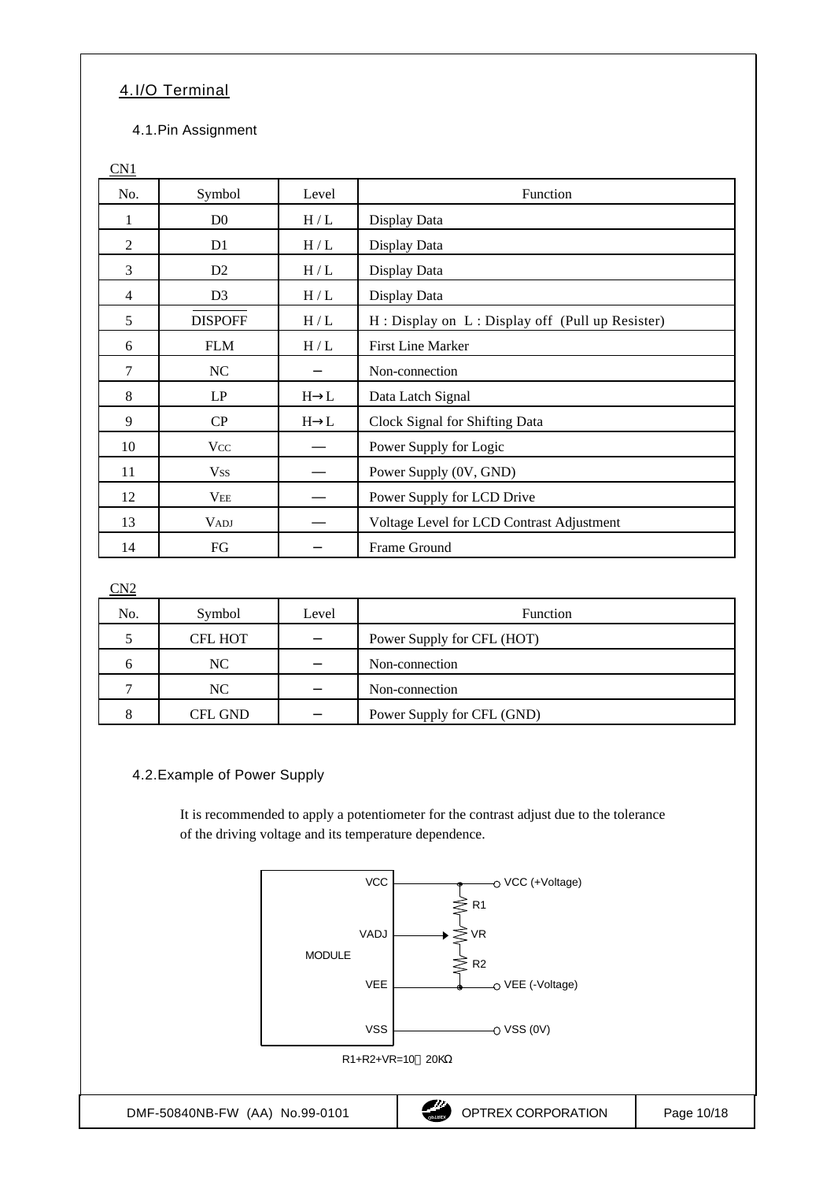## 4.I/O Terminal

### 4.1.Pin Assignment

CN1

| No. | Symbol | Level | Function |
|---|---|---|---|
| 1 | D0 | H / L | Display Data |
| 2 | D1 | H / L | Display Data |
| 3 | D2 | H / L | Display Data |
| 4 | D3 | H / L | Display Data |
| 5 | $\overline{\text{DISPOFF}}$ | H / L | H : Display on  L : Display off  (Pull up Resister) |
| 6 | FLM | H / L | First Line Marker |
| 7 | NC | − | Non-connection |
| 8 | LP | H→L | Data Latch Signal |
| 9 | CP | H→L | Clock Signal for Shifting Data |
| 10 | $V_{CC}$ | — | Power Supply for Logic |
| 11 | $V_{SS}$ | — | Power Supply (0V, GND) |
| 12 | $V_{EE}$ | — | Power Supply for LCD Drive |
| 13 | $V_{ADJ}$ | — | Voltage Level for LCD Contrast Adjustment |
| 14 | FG | − | Frame Ground |

CN2

| No. | Symbol | Level | Function |
|---|---|---|---|
| 5 | CFL HOT | − | Power Supply for CFL (HOT) |
| 6 | NC | − | Non-connection |
| 7 | NC | − | Non-connection |
| 8 | CFL GND | − | Power Supply for CFL (GND) |

### 4.2.Example of Power Supply

It is recommended to apply a potentiometer for the contrast adjust due to the tolerance of the driving voltage and its temperature dependence.

MODULE: VCC — VCC (+Voltage); VADJ — VR; VEE — VEE (-Voltage); VSS — VSS (0V); R1, VR, R2 in series between VCC and VEE

R1+R2+VR=10～20KΩ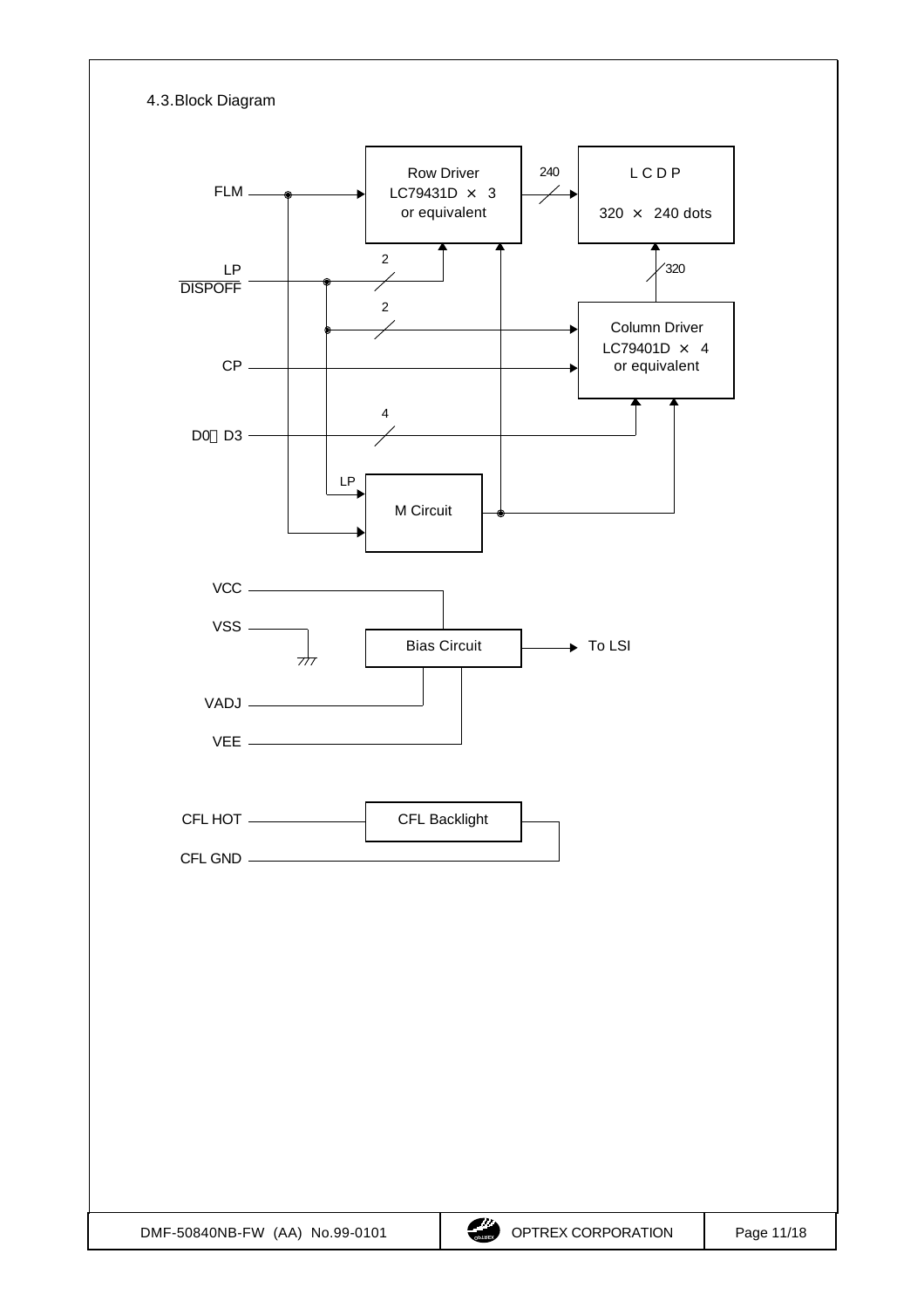## 4.3.Block Diagram

FLM

LP

DISPOFF

CP

D0～D3

Row Driver
LC79431D × 3
or equivalent

240

L C D P

320 × 240 dots

2

320

2

Column Driver
LC79401D × 4
or equivalent

4

LP

M Circuit

VCC

VSS

Bias Circuit

To LSI

VADJ

VEE

CFL HOT

CFL Backlight

CFL GND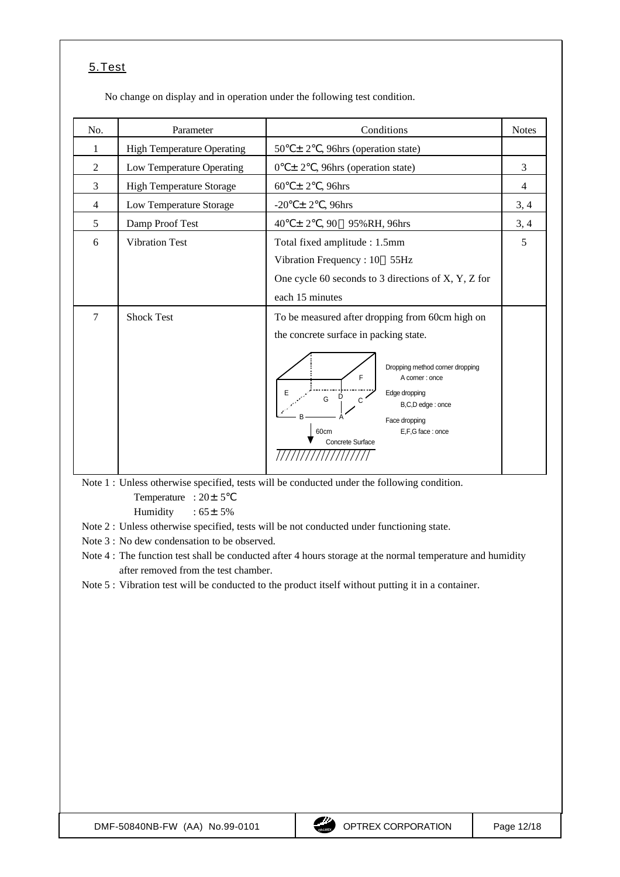## 5.Test

No change on display and in operation under the following test condition.

| No. | Parameter | Conditions | Notes |
|---|---|---|---|
| 1 | High Temperature Operating | 50°C± 2°C, 96hrs (operation state) | |
| 2 | Low Temperature Operating | 0°C± 2°C, 96hrs (operation state) | 3 |
| 3 | High Temperature Storage | 60°C± 2°C, 96hrs | 4 |
| 4 | Low Temperature Storage | -20°C± 2°C, 96hrs | 3, 4 |
| 5 | Damp Proof Test | 40°C± 2°C, 90～95%RH, 96hrs | 3, 4 |
| 6 | Vibration Test | Total fixed amplitude : 1.5mm<br>Vibration Frequency : 10～55Hz<br>One cycle 60 seconds to 3 directions of X, Y, Z for each 15 minutes | 5 |
| 7 | Shock Test | To be measured after dropping from 60cm high on the concrete surface in packing state.<br>Dropping method corner dropping<br>A corner : once<br>Edge dropping<br>B,C,D edge : once<br>Face dropping<br>E,F,G face : once<br>60cm<br>Concrete Surface | |

Note 1 : Unless otherwise specified, tests will be conducted under the following condition.
Temperature : 20± 5°C
Humidity : 65± 5%

Note 2 : Unless otherwise specified, tests will be not conducted under functioning state.

Note 3 : No dew condensation to be observed.

Note 4 : The function test shall be conducted after 4 hours storage at the normal temperature and humidity after removed from the test chamber.

Note 5 : Vibration test will be conducted to the product itself without putting it in a container.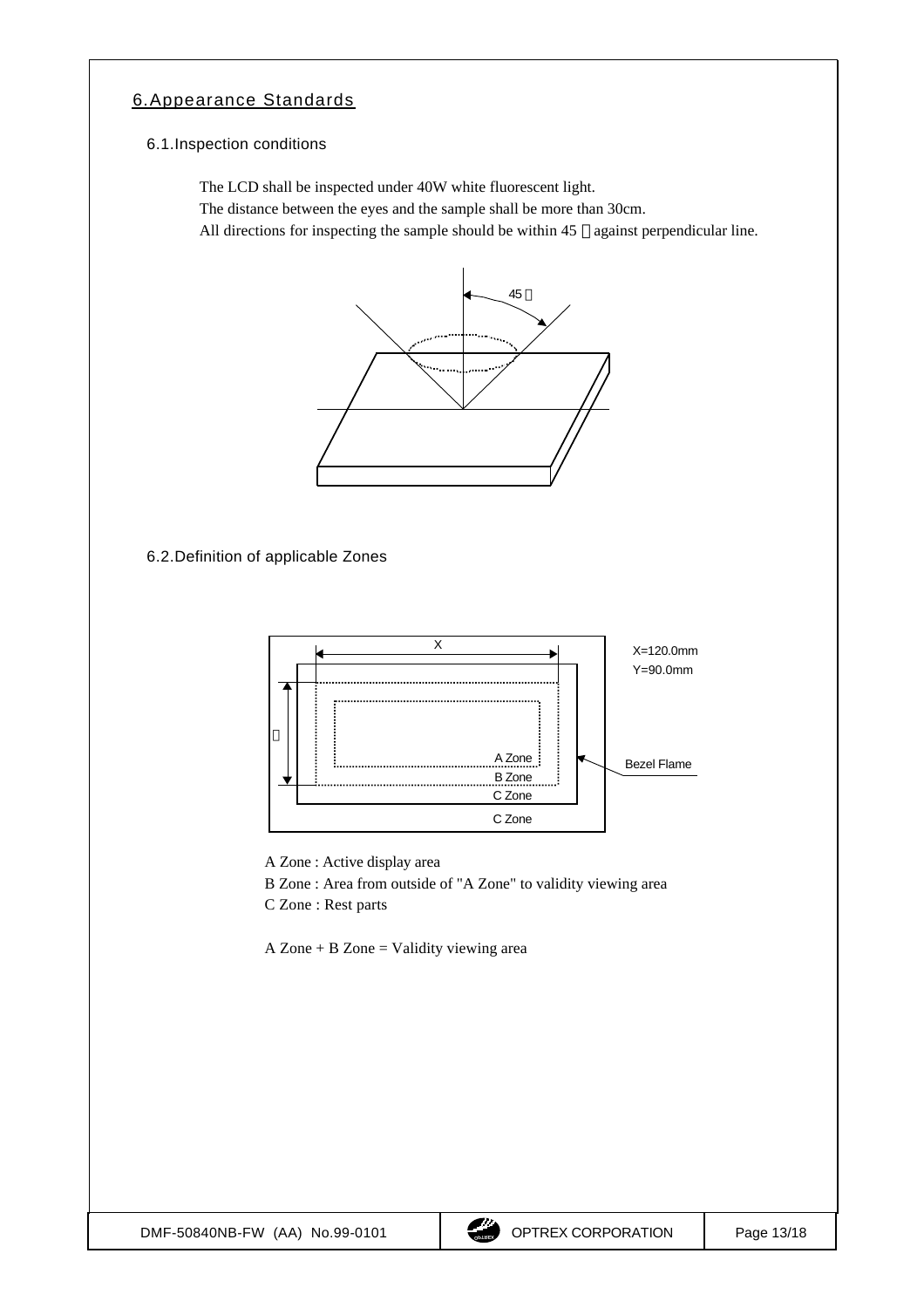## 6.Appearance Standards

### 6.1.Inspection conditions

The LCD shall be inspected under 40W white fluorescent light.
The distance between the eyes and the sample shall be more than 30cm.
All directions for inspecting the sample should be within 45 ° against perpendicular line.

### 6.2.Definition of applicable Zones

X=120.0mm
Y=90.0mm

A Zone : Active display area
B Zone : Area from outside of "A Zone" to validity viewing area
C Zone : Rest parts

A Zone + B Zone = Validity viewing area

DMF-50840NB-FW (AA) No.99-0101 | OPTREX CORPORATION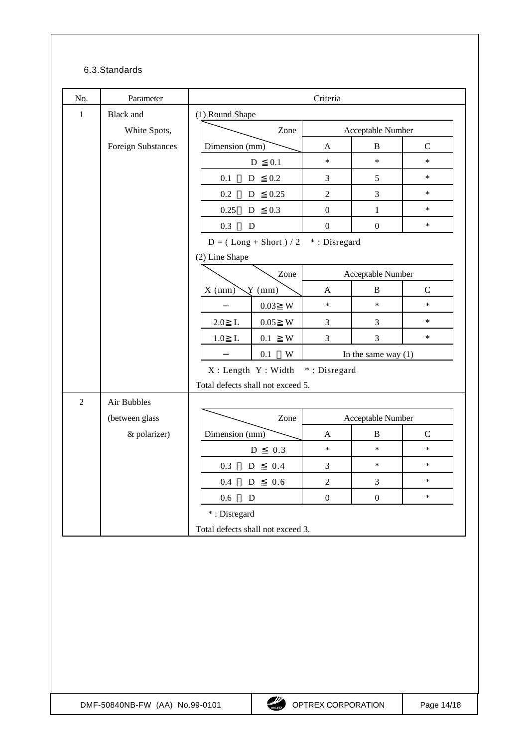### 6.3.Standards

| No. | Parameter | Criteria |
|---|---|---|
| 1 | Black and White Spots, Foreign Substances | (1) Round Shape |

| Dimension (mm) \ Zone | Acceptable Number A | Acceptable Number B | Acceptable Number C |
|---|---|---|---|
| D ≦0.1 | * | * | * |
| 0.1 ＜ D ≦0.2 | 3 | 5 | * |
| 0.2 ＜ D ≦0.25 | 2 | 3 | * |
| 0.25＜ D ≦0.3 | 0 | 1 | * |
| 0.3 ＜ D | 0 | 0 | * |

D = ( Long + Short ) / 2   * : Disregard

(2) Line Shape

| X (mm) | Y (mm) | Acceptable Number A | Acceptable Number B | Acceptable Number C |
|---|---|---|---|---|
| − | 0.03≧W | * | * | * |
| 2.0≧L | 0.05≧W | 3 | 3 | * |
| 1.0≧L | 0.1 ≧W | 3 | 3 | * |
| − | 0.1 ＜W | In the same way (1) | | |

X : Length  Y : Width   * : Disregard

Total defects shall not exceed 5.

| No. | Parameter | Criteria |
|---|---|---|
| 2 | Air Bubbles (between glass & polarizer) | |

| Dimension (mm) \ Zone | Acceptable Number A | Acceptable Number B | Acceptable Number C |
|---|---|---|---|
| D ≦ 0.3 | * | * | * |
| 0.3 ＜ D ≦ 0.4 | 3 | * | * |
| 0.4 ＜ D ≦ 0.6 | 2 | 3 | * |
| 0.6 ＜ D | 0 | 0 | * |

* : Disregard

Total defects shall not exceed 3.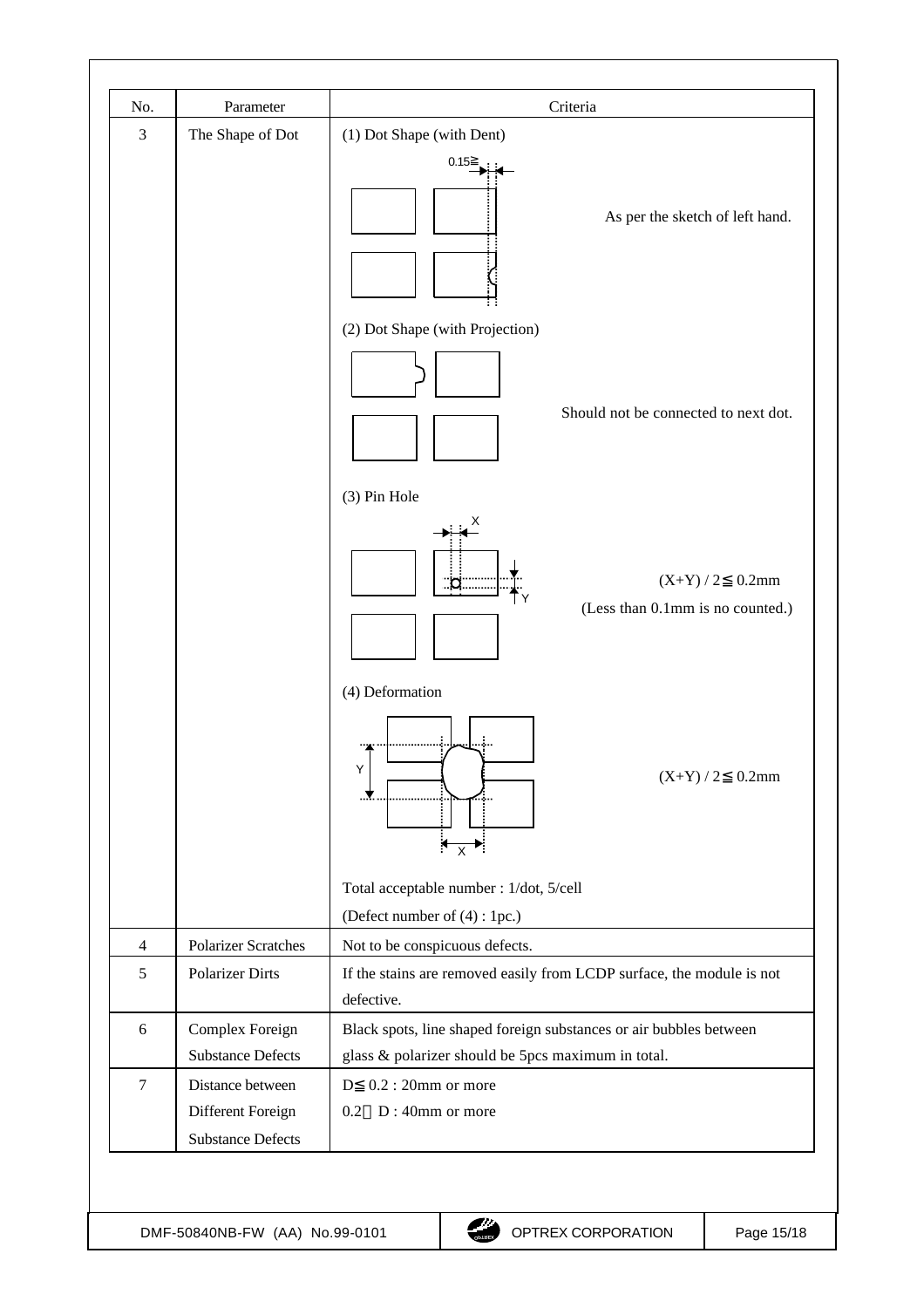| No. | Parameter | Criteria |
|---|---|---|
| 3 | The Shape of Dot | (1) Dot Shape (with Dent)<br>0.15≧<br>As per the sketch of left hand.<br><br>(2) Dot Shape (with Projection)<br>Should not be connected to next dot.<br><br>(3) Pin Hole<br>$(X+Y) / 2 \leqq 0.2$mm<br>(Less than 0.1mm is no counted.)<br><br>(4) Deformation<br>$(X+Y) / 2 \leqq 0.2$mm<br><br>Total acceptable number : 1/dot, 5/cell<br>(Defect number of (4) : 1pc.) |
| 4 | Polarizer Scratches | Not to be conspicuous defects. |
| 5 | Polarizer Dirts | If the stains are removed easily from LCDP surface, the module is not defective. |
| 6 | Complex Foreign Substance Defects | Black spots, line shaped foreign substances or air bubbles between glass & polarizer should be 5pcs maximum in total. |
| 7 | Distance between Different Foreign Substance Defects | $D \leqq 0.2$ : 20mm or more<br>$0.2 < D$ : 40mm or more |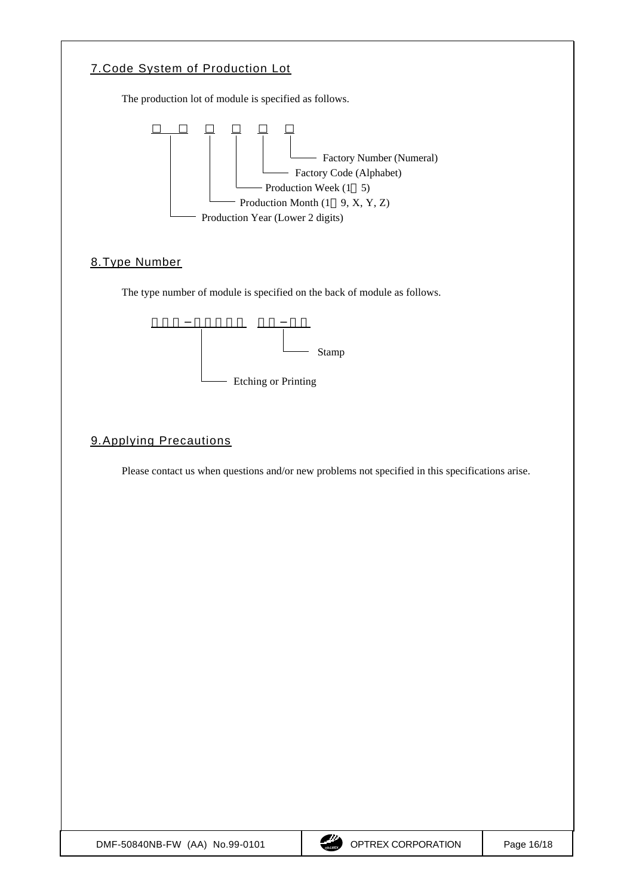## 7. Code System of Production Lot

The production lot of module is specified as follows.

```
□  □  □  □  □  □
│  │  │  │  │  └── Factory Number (Numeral)
│  │  │  │  └───── Factory Code (Alphabet)
│  │  │  └──────── Production Week (1～5)
│  │  └─────────── Production Month (1～9, X, Y, Z)
└──┴────────────── Production Year (Lower 2 digits)
```

## 8. Type Number

The type number of module is specified on the back of module as follows.

```
□□□－□□□□□  □□－□□
     │              │
     │              └── Stamp
     │
     └── Etching or Printing
```

## 9. Applying Precautions

Please contact us when questions and/or new problems not specified in this specifications arise.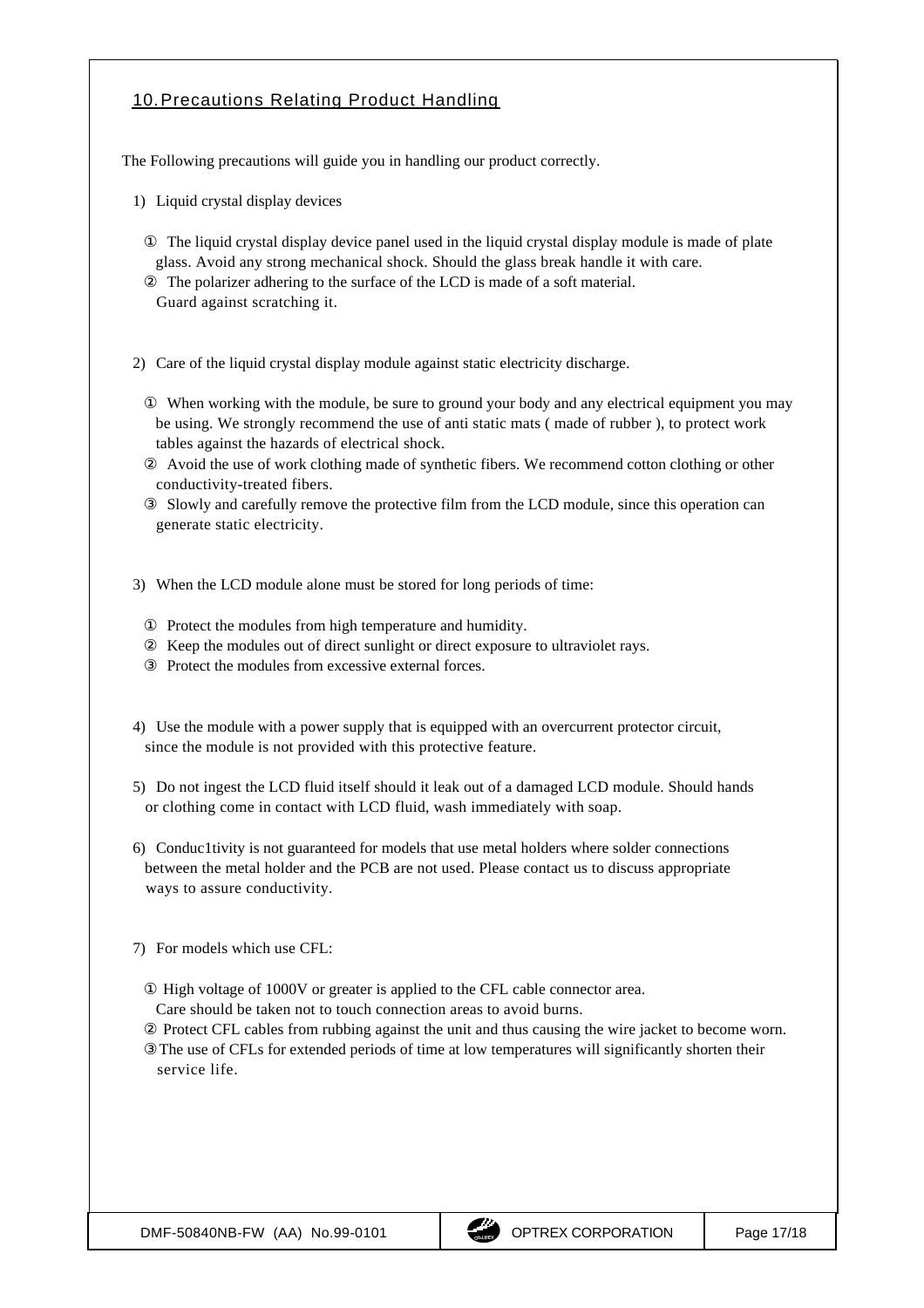## 10. Precautions Relating Product Handling

The Following precautions will guide you in handling our product correctly.

1) Liquid crystal display devices

① The liquid crystal display device panel used in the liquid crystal display module is made of plate glass. Avoid any strong mechanical shock. Should the glass break handle it with care.
② The polarizer adhering to the surface of the LCD is made of a soft material. Guard against scratching it.

2) Care of the liquid crystal display module against static electricity discharge.

① When working with the module, be sure to ground your body and any electrical equipment you may be using. We strongly recommend the use of anti static mats ( made of rubber ), to protect work tables against the hazards of electrical shock.
② Avoid the use of work clothing made of synthetic fibers. We recommend cotton clothing or other conductivity-treated fibers.
③ Slowly and carefully remove the protective film from the LCD module, since this operation can generate static electricity.

3) When the LCD module alone must be stored for long periods of time:

① Protect the modules from high temperature and humidity.
② Keep the modules out of direct sunlight or direct exposure to ultraviolet rays.
③ Protect the modules from excessive external forces.

4) Use the module with a power supply that is equipped with an overcurrent protector circuit, since the module is not provided with this protective feature.

5) Do not ingest the LCD fluid itself should it leak out of a damaged LCD module. Should hands or clothing come in contact with LCD fluid, wash immediately with soap.

6) Conduc1tivity is not guaranteed for models that use metal holders where solder connections between the metal holder and the PCB are not used. Please contact us to discuss appropriate ways to assure conductivity.

7) For models which use CFL:

① High voltage of 1000V or greater is applied to the CFL cable connector area. Care should be taken not to touch connection areas to avoid burns.
② Protect CFL cables from rubbing against the unit and thus causing the wire jacket to become worn.
③ The use of CFLs for extended periods of time at low temperatures will significantly shorten their service life.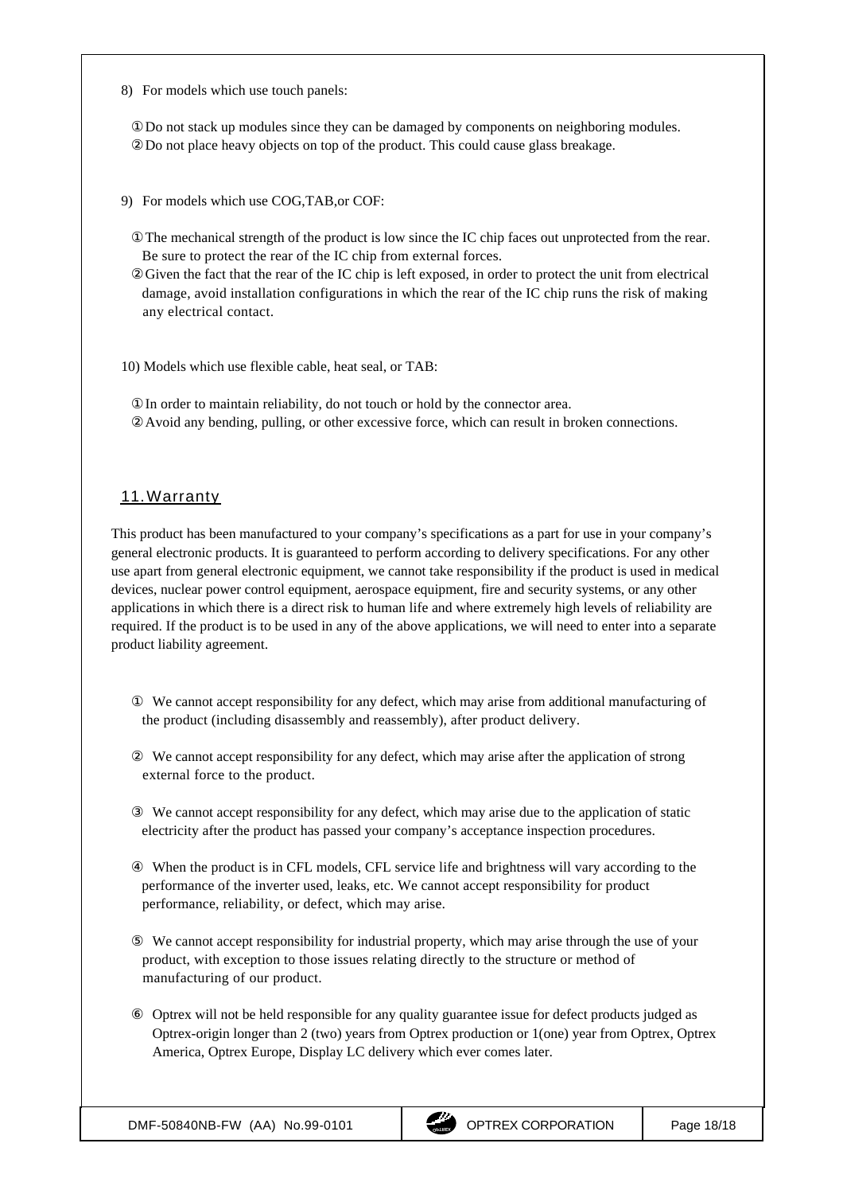8) For models which use touch panels:

①Do not stack up modules since they can be damaged by components on neighboring modules.
②Do not place heavy objects on top of the product. This could cause glass breakage.

9) For models which use COG,TAB,or COF:

①The mechanical strength of the product is low since the IC chip faces out unprotected from the rear. Be sure to protect the rear of the IC chip from external forces.
②Given the fact that the rear of the IC chip is left exposed, in order to protect the unit from electrical damage, avoid installation configurations in which the rear of the IC chip runs the risk of making any electrical contact.

10) Models which use flexible cable, heat seal, or TAB:

①In order to maintain reliability, do not touch or hold by the connector area.
②Avoid any bending, pulling, or other excessive force, which can result in broken connections.

## 11.Warranty

This product has been manufactured to your company's specifications as a part for use in your company's general electronic products. It is guaranteed to perform according to delivery specifications. For any other use apart from general electronic equipment, we cannot take responsibility if the product is used in medical devices, nuclear power control equipment, aerospace equipment, fire and security systems, or any other applications in which there is a direct risk to human life and where extremely high levels of reliability are required. If the product is to be used in any of the above applications, we will need to enter into a separate product liability agreement.

① We cannot accept responsibility for any defect, which may arise from additional manufacturing of the product (including disassembly and reassembly), after product delivery.

② We cannot accept responsibility for any defect, which may arise after the application of strong external force to the product.

③ We cannot accept responsibility for any defect, which may arise due to the application of static electricity after the product has passed your company's acceptance inspection procedures.

④ When the product is in CFL models, CFL service life and brightness will vary according to the performance of the inverter used, leaks, etc. We cannot accept responsibility for product performance, reliability, or defect, which may arise.

⑤ We cannot accept responsibility for industrial property, which may arise through the use of your product, with exception to those issues relating directly to the structure or method of manufacturing of our product.

⑥ Optrex will not be held responsible for any quality guarantee issue for defect products judged as Optrex-origin longer than 2 (two) years from Optrex production or 1(one) year from Optrex, Optrex America, Optrex Europe, Display LC delivery which ever comes later.